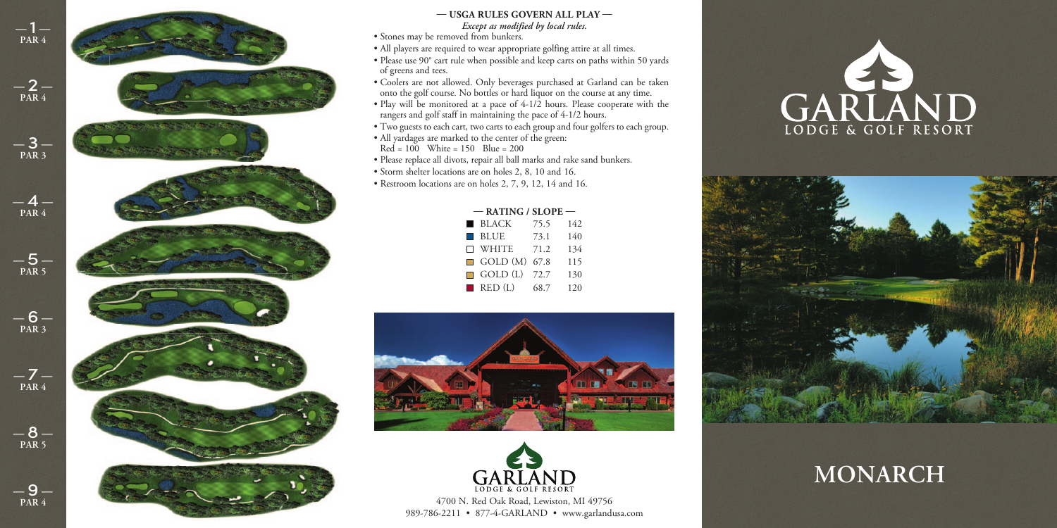— 1 — PAR 4

— 2 — PAR 4

— 3 — PAR 3

— 4 — PAR 4

— 5 — PAR 5

— 6 — PAR 3

— 7 — PAR 4

— 8 — PAR 5

— 9 — PAR 4

## — USGA RULES GOVERN ALL PLAY —

***Except as modified by local rules.***

- Stones may be removed from bunkers.
- All players are required to wear appropriate golfing attire at all times.
- Please use 90° cart rule when possible and keep carts on paths within 50 yards of greens and tees.
- Coolers are not allowed. Only beverages purchased at Garland can be taken onto the golf course. No bottles or hard liquor on the course at any time.
- Play will be monitored at a pace of 4-1/2 hours. Please cooperate with the rangers and golf staff in maintaining the pace of 4-1/2 hours.
- Two guests to each cart, two carts to each group and four golfers to each group.
- All yardages are marked to the center of the green:
  Red = 100 White = 150 Blue = 200
- Please replace all divots, repair all ball marks and rake sand bunkers.
- Storm shelter locations are on holes 2, 8, 10 and 16.
- Restroom locations are on holes 2, 7, 9, 12, 14 and 16.

## — RATING / SLOPE —

| Tee | Rating | Slope |
|---|---|---|
| BLACK | 75.5 | 142 |
| BLUE | 73.1 | 140 |
| WHITE | 71.2 | 134 |
| GOLD (M) | 67.8 | 115 |
| GOLD (L) | 72.7 | 130 |
| RED (L) | 68.7 | 120 |

GARLAND LODGE & GOLF RESORT

4700 N. Red Oak Road, Lewiston, MI 49756
989-786-2211 • 877-4-GARLAND • www.garlandusa.com

# GARLAND
LODGE & GOLF RESORT

# MONARCH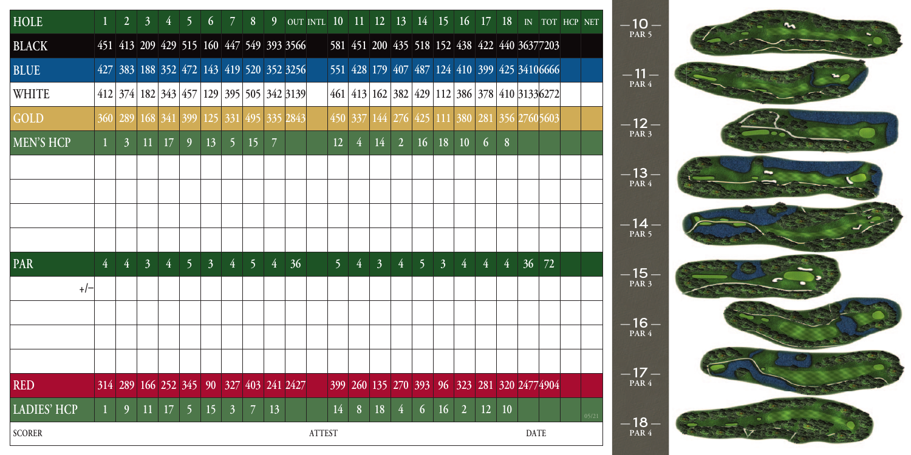| HOLE | 1 | 2 | 3 | 4 | 5 | 6 | 7 | 8 | 9 | OUT | INTL | 10 | 11 | 12 | 13 | 14 | 15 | 16 | 17 | 18 | IN | TOT | HCP | NET |
|---|---|---|---|---|---|---|---|---|---|---|---|---|---|---|---|---|---|---|---|---|---|---|---|---|
| BLACK | 451 | 413 | 209 | 429 | 515 | 160 | 447 | 549 | 393 | 3566 | | 581 | 451 | 200 | 435 | 518 | 152 | 438 | 422 | 440 | 3637 | 7203 | | |
| BLUE | 427 | 383 | 188 | 352 | 472 | 143 | 419 | 520 | 352 | 3256 | | 551 | 428 | 179 | 407 | 487 | 124 | 410 | 399 | 425 | 3410 | 6666 | | |
| WHITE | 412 | 374 | 182 | 343 | 457 | 129 | 395 | 505 | 342 | 3139 | | 461 | 413 | 162 | 382 | 429 | 112 | 386 | 378 | 410 | 3133 | 6272 | | |
| GOLD | 360 | 289 | 168 | 341 | 399 | 125 | 331 | 495 | 335 | 2843 | | 450 | 337 | 144 | 276 | 425 | 111 | 380 | 281 | 356 | 2760 | 5603 | | |
| MEN'S HCP | 1 | 3 | 11 | 17 | 9 | 13 | 5 | 15 | 7 | | | 12 | 4 | 14 | 2 | 16 | 18 | 10 | 6 | 8 | | | | |
| | | | | | | | | | | | | | | | | | | | | | | | | |
| | | | | | | | | | | | | | | | | | | | | | | | | |
| | | | | | | | | | | | | | | | | | | | | | | | | |
| | | | | | | | | | | | | | | | | | | | | | | | | |
| PAR | 4 | 4 | 3 | 4 | 5 | 3 | 4 | 5 | 4 | 36 | | 5 | 4 | 3 | 4 | 5 | 3 | 4 | 4 | 4 | 36 | 72 | | |
| +/− | | | | | | | | | | | | | | | | | | | | | | | | |
| | | | | | | | | | | | | | | | | | | | | | | | | |
| | | | | | | | | | | | | | | | | | | | | | | | | |
| | | | | | | | | | | | | | | | | | | | | | | | | |
| RED | 314 | 289 | 166 | 252 | 345 | 90 | 327 | 403 | 241 | 2427 | | 399 | 260 | 135 | 270 | 393 | 96 | 323 | 281 | 320 | 2477 | 4904 | | |
| LADIES' HCP | 1 | 9 | 11 | 17 | 5 | 15 | 3 | 7 | 13 | | | 14 | 8 | 18 | 4 | 6 | 16 | 2 | 12 | 10 | | | | 05/21 |

SCORER ATTEST DATE

— 10 — PAR 5

— 11 — PAR 4

— 12 — PAR 3

— 13 — PAR 4

— 14 — PAR 5

— 15 — PAR 3

— 16 — PAR 4

— 17 — PAR 4

— 18 — PAR 4